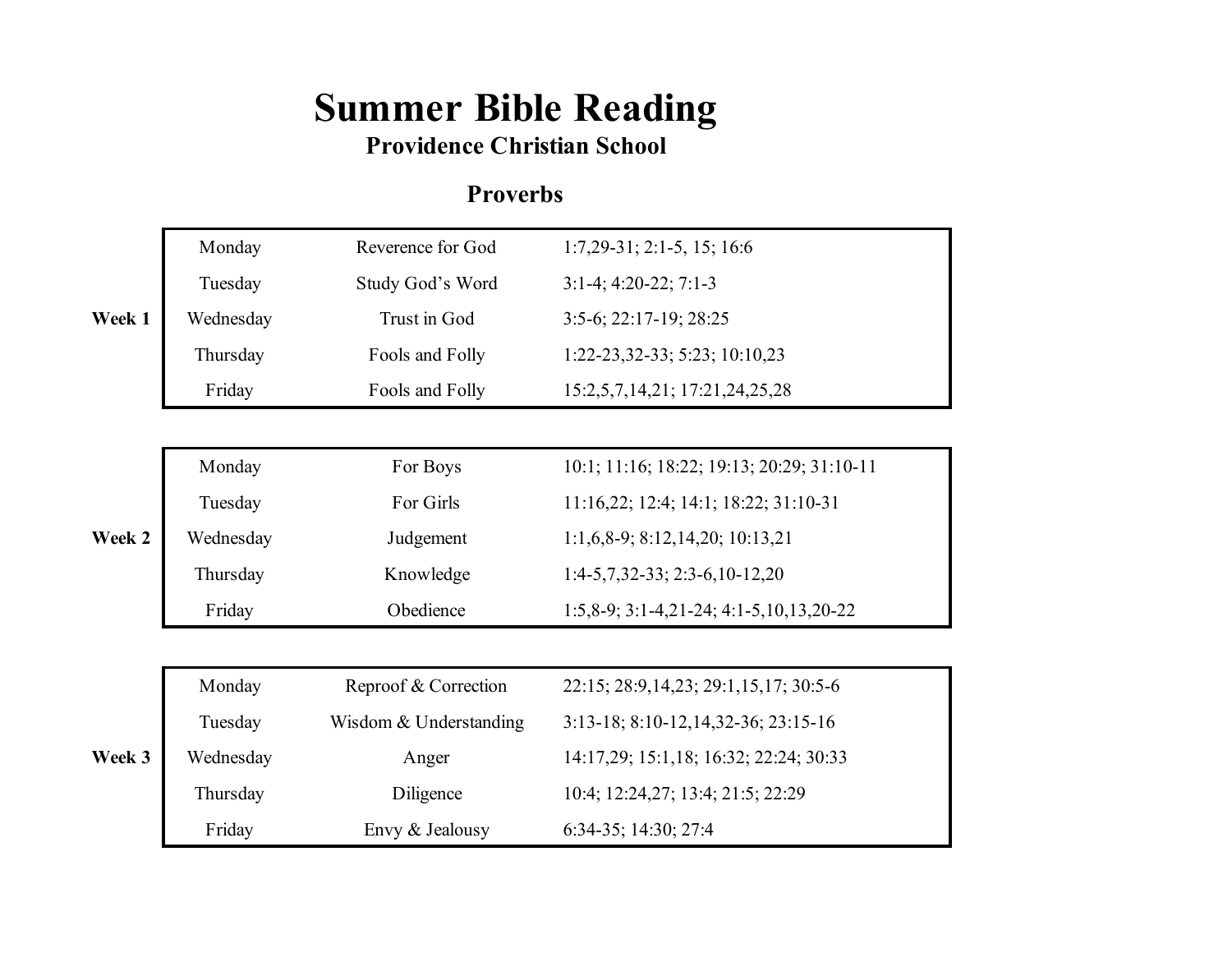# Summer Bible Reading

### Providence Christian School

## Proverbs

| Week | Day | Topic | Passages |
| --- | --- | --- | --- |
| **Week 1** | Monday | Reverence for God | 1:7,29-31; 2:1-5, 15; 16:6 |
| | Tuesday | Study God's Word | 3:1-4; 4:20-22; 7:1-3 |
| | Wednesday | Trust in God | 3:5-6; 22:17-19; 28:25 |
| | Thursday | Fools and Folly | 1:22-23,32-33; 5:23; 10:10,23 |
| | Friday | Fools and Folly | 15:2,5,7,14,21; 17:21,24,25,28 |

| Week | Day | Topic | Passages |
| --- | --- | --- | --- |
| **Week 2** | Monday | For Boys | 10:1; 11:16; 18:22; 19:13; 20:29; 31:10-11 |
| | Tuesday | For Girls | 11:16,22; 12:4; 14:1; 18:22; 31:10-31 |
| | Wednesday | Judgement | 1:1,6,8-9; 8:12,14,20; 10:13,21 |
| | Thursday | Knowledge | 1:4-5,7,32-33; 2:3-6,10-12,20 |
| | Friday | Obedience | 1:5,8-9; 3:1-4,21-24; 4:1-5,10,13,20-22 |

| Week | Day | Topic | Passages |
| --- | --- | --- | --- |
| **Week 3** | Monday | Reproof & Correction | 22:15; 28:9,14,23; 29:1,15,17; 30:5-6 |
| | Tuesday | Wisdom & Understanding | 3:13-18; 8:10-12,14,32-36; 23:15-16 |
| | Wednesday | Anger | 14:17,29; 15:1,18; 16:32; 22:24; 30:33 |
| | Thursday | Diligence | 10:4; 12:24,27; 13:4; 21:5; 22:29 |
| | Friday | Envy & Jealousy | 6:34-35; 14:30; 27:4 |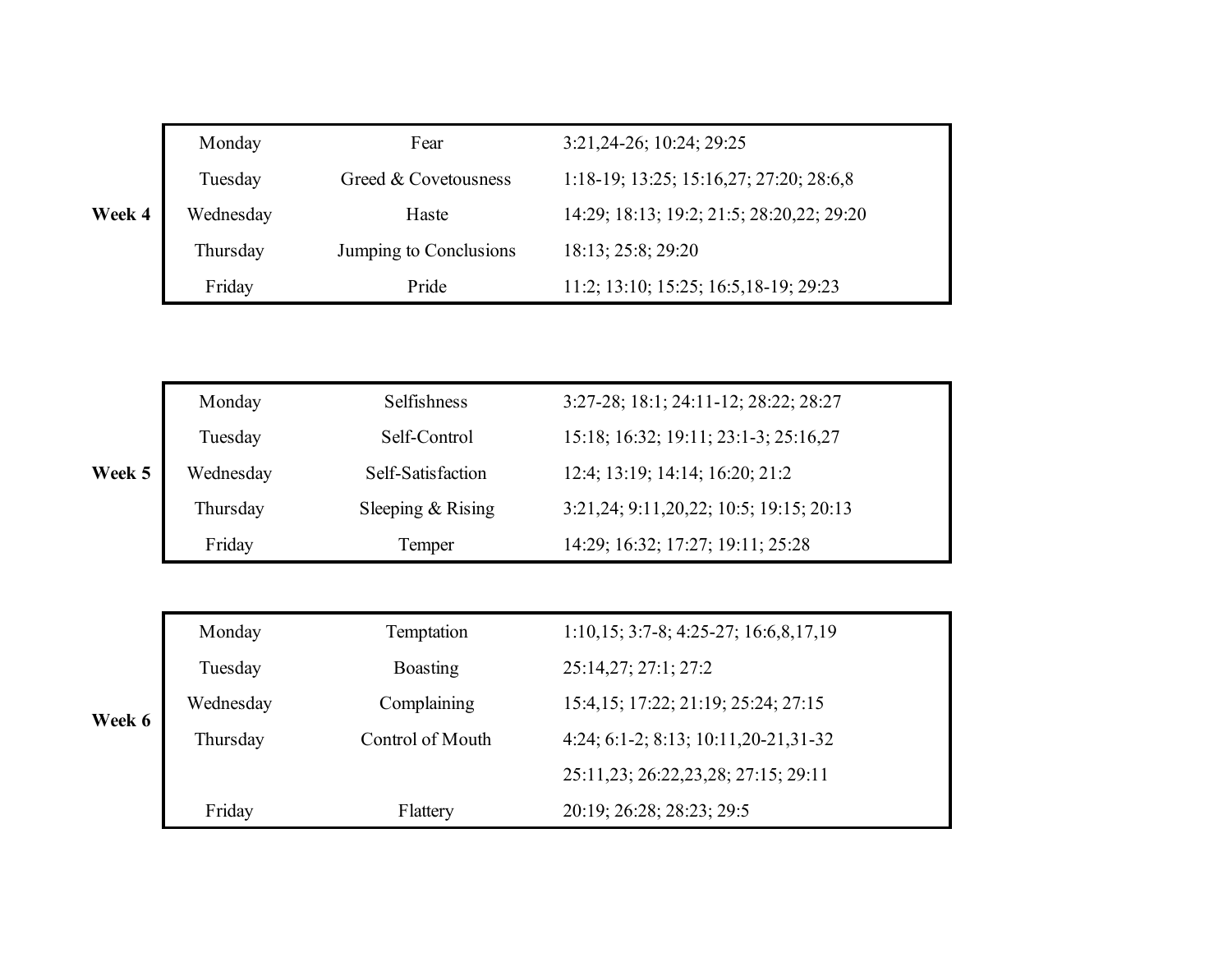| Week | Day | Topic | References |
|---|---|---|---|
| **Week 4** | Monday | Fear | 3:21,24-26; 10:24; 29:25 |
| | Tuesday | Greed & Covetousness | 1:18-19; 13:25; 15:16,27; 27:20; 28:6,8 |
| | Wednesday | Haste | 14:29; 18:13; 19:2; 21:5; 28:20,22; 29:20 |
| | Thursday | Jumping to Conclusions | 18:13; 25:8; 29:20 |
| | Friday | Pride | 11:2; 13:10; 15:25; 16:5,18-19; 29:23 |

| Week | Day | Topic | References |
|---|---|---|---|
| **Week 5** | Monday | Selfishness | 3:27-28; 18:1; 24:11-12; 28:22; 28:27 |
| | Tuesday | Self-Control | 15:18; 16:32; 19:11; 23:1-3; 25:16,27 |
| | Wednesday | Self-Satisfaction | 12:4; 13:19; 14:14; 16:20; 21:2 |
| | Thursday | Sleeping & Rising | 3:21,24; 9:11,20,22; 10:5; 19:15; 20:13 |
| | Friday | Temper | 14:29; 16:32; 17:27; 19:11; 25:28 |

| Week | Day | Topic | References |
|---|---|---|---|
| **Week 6** | Monday | Temptation | 1:10,15; 3:7-8; 4:25-27; 16:6,8,17,19 |
| | Tuesday | Boasting | 25:14,27; 27:1; 27:2 |
| | Wednesday | Complaining | 15:4,15; 17:22; 21:19; 25:24; 27:15 |
| | Thursday | Control of Mouth | 4:24; 6:1-2; 8:13; 10:11,20-21,31-32 |
| | | | 25:11,23; 26:22,23,28; 27:15; 29:11 |
| | Friday | Flattery | 20:19; 26:28; 28:23; 29:5 |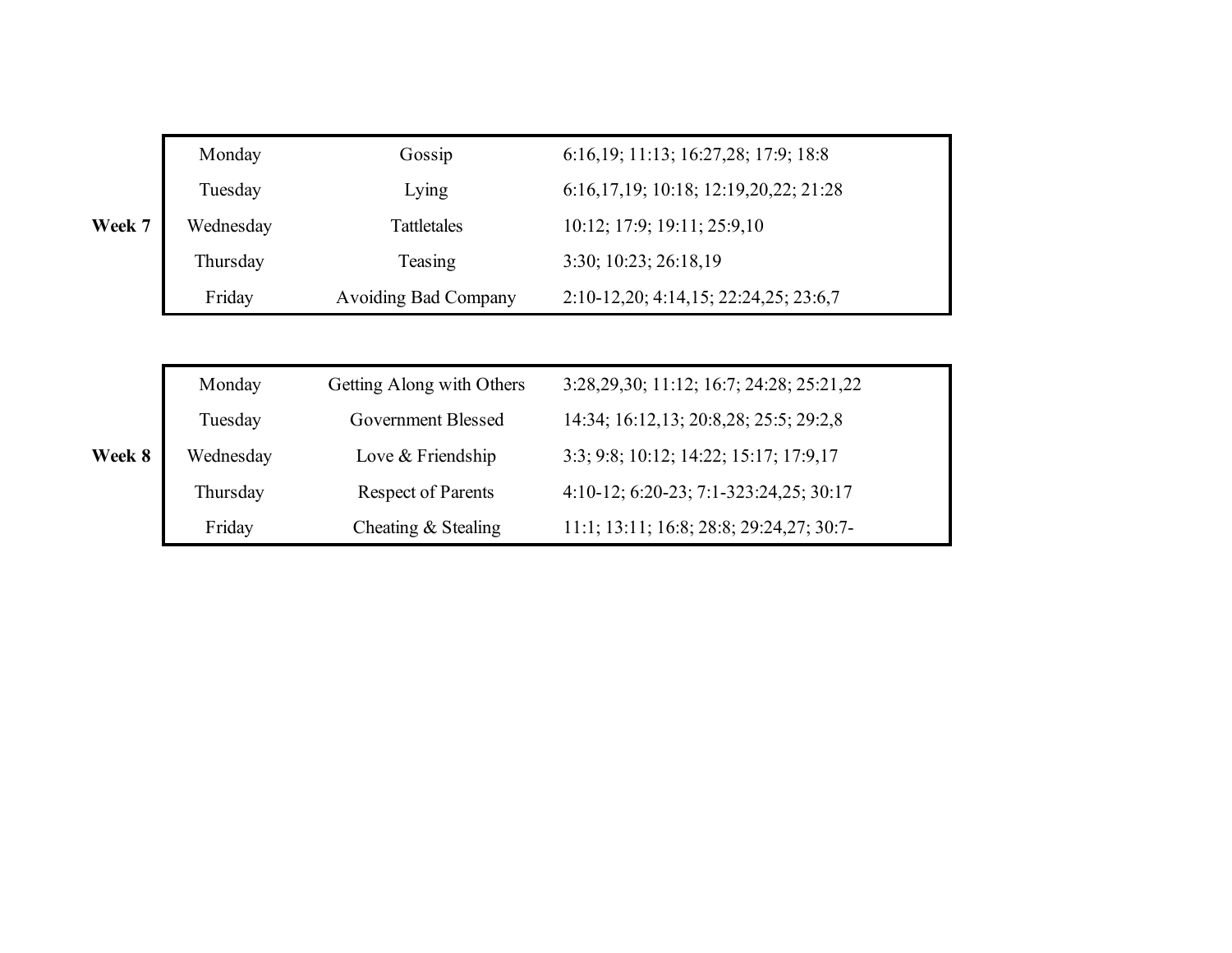| | | | |
|---|---|---|---|
| **Week 7** | Monday | Gossip | 6:16,19; 11:13; 16:27,28; 17:9; 18:8 |
| | Tuesday | Lying | 6:16,17,19; 10:18; 12:19,20,22; 21:28 |
| | Wednesday | Tattletales | 10:12; 17:9; 19:11; 25:9,10 |
| | Thursday | Teasing | 3:30; 10:23; 26:18,19 |
| | Friday | Avoiding Bad Company | 2:10-12,20; 4:14,15; 22:24,25; 23:6,7 |

| | | | |
|---|---|---|---|
| **Week 8** | Monday | Getting Along with Others | 3:28,29,30; 11:12; 16:7; 24:28; 25:21,22 |
| | Tuesday | Government Blessed | 14:34; 16:12,13; 20:8,28; 25:5; 29:2,8 |
| | Wednesday | Love & Friendship | 3:3; 9:8; 10:12; 14:22; 15:17; 17:9,17 |
| | Thursday | Respect of Parents | 4:10-12; 6:20-23; 7:1-323:24,25; 30:17 |
| | Friday | Cheating & Stealing | 11:1; 13:11; 16:8; 28:8; 29:24,27; 30:7- |